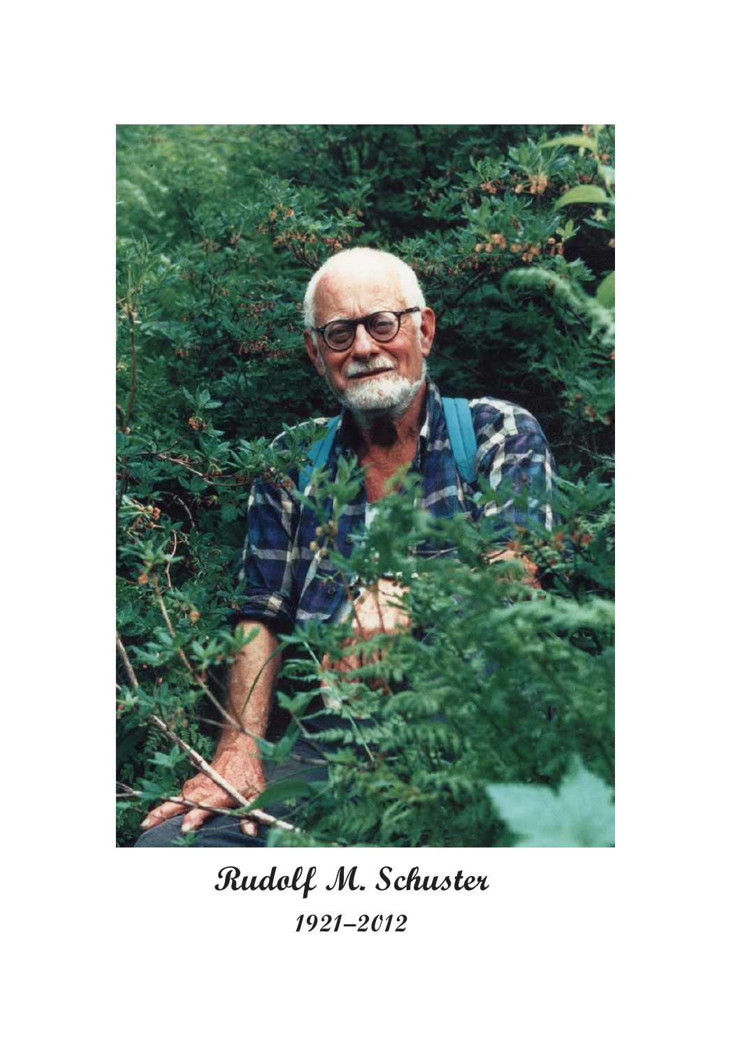**Rudolf M. Schuster**

*1921–2012*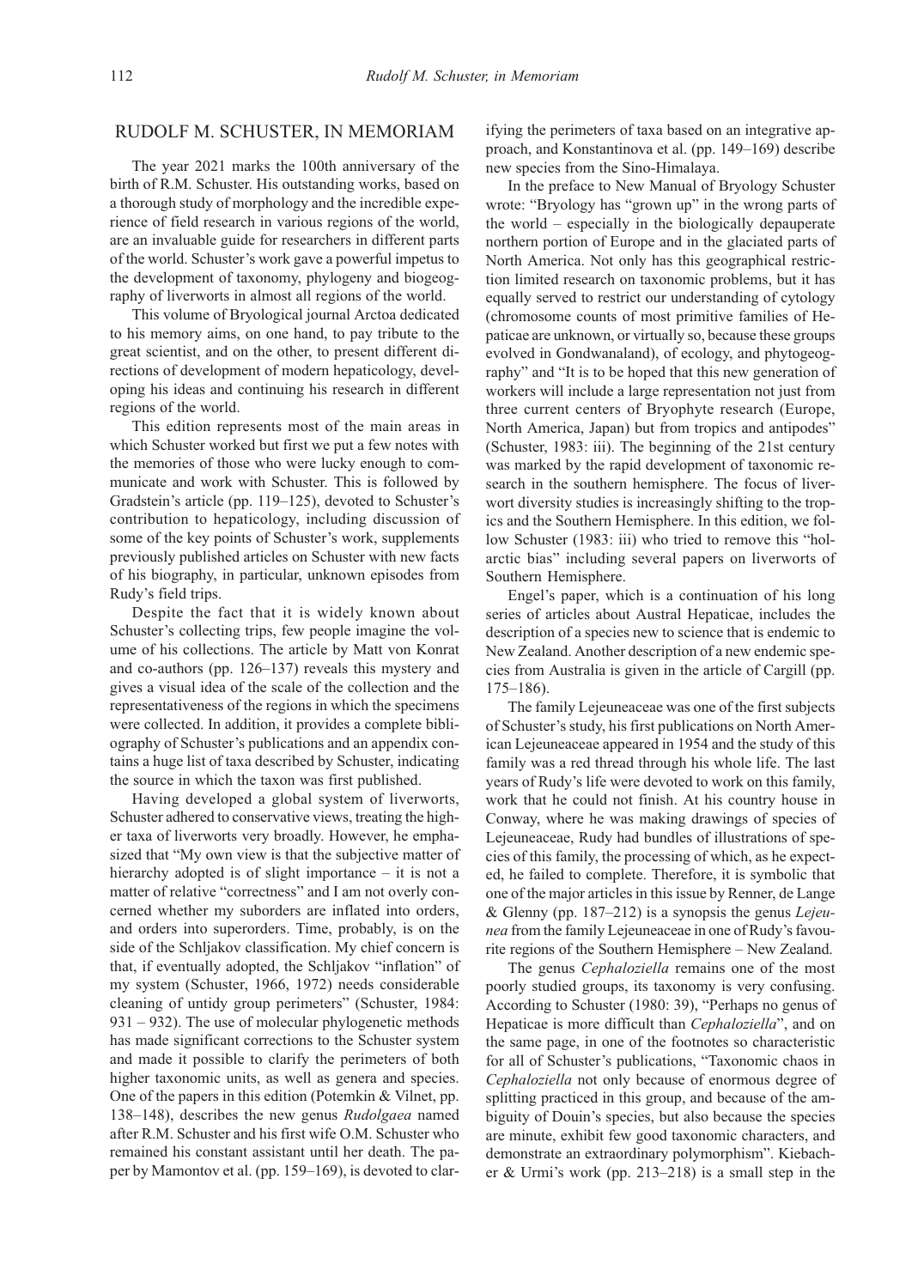# RUDOLF M. SCHUSTER, IN MEMORIAM

The year 2021 marks the 100th anniversary of the birth of R.M. Schuster. His outstanding works, based on a thorough study of morphology and the incredible experience of field research in various regions of the world, are an invaluable guide for researchers in different parts of the world. Schuster's work gave a powerful impetus to the development of taxonomy, phylogeny and biogeography of liverworts in almost all regions of the world.

This volume of Bryological journal Arctoa dedicated to his memory aims, on one hand, to pay tribute to the great scientist, and on the other, to present different directions of development of modern hepaticology, developing his ideas and continuing his research in different regions of the world.

This edition represents most of the main areas in which Schuster worked but first we put a few notes with the memories of those who were lucky enough to communicate and work with Schuster. This is followed by Gradstein's article (pp. 119–125), devoted to Schuster's contribution to hepaticology, including discussion of some of the key points of Schuster's work, supplements previously published articles on Schuster with new facts of his biography, in particular, unknown episodes from Rudy's field trips.

Despite the fact that it is widely known about Schuster's collecting trips, few people imagine the volume of his collections. The article by Matt von Konrat and co-authors (pp. 126–137) reveals this mystery and gives a visual idea of the scale of the collection and the representativeness of the regions in which the specimens were collected. In addition, it provides a complete bibliography of Schuster's publications and an appendix contains a huge list of taxa described by Schuster, indicating the source in which the taxon was first published.

Having developed a global system of liverworts, Schuster adhered to conservative views, treating the higher taxa of liverworts very broadly. However, he emphasized that "My own view is that the subjective matter of hierarchy adopted is of slight importance – it is not a matter of relative "correctness" and I am not overly concerned whether my suborders are inflated into orders, and orders into superorders. Time, probably, is on the side of the Schljakov classification. My chief concern is that, if eventually adopted, the Schljakov "inflation" of my system (Schuster, 1966, 1972) needs considerable cleaning of untidy group perimeters" (Schuster, 1984: 931 – 932). The use of molecular phylogenetic methods has made significant corrections to the Schuster system and made it possible to clarify the perimeters of both higher taxonomic units, as well as genera and species. One of the papers in this edition (Potemkin & Vilnet, pp. 138–148), describes the new genus *Rudolgaea* named after R.M. Schuster and his first wife O.M. Schuster who remained his constant assistant until her death. The paper by Mamontov et al. (pp. 159–169), is devoted to clarifying the perimeters of taxa based on an integrative approach, and Konstantinova et al. (pp. 149–169) describe new species from the Sino-Himalaya.

In the preface to New Manual of Bryology Schuster wrote: "Bryology has "grown up" in the wrong parts of the world – especially in the biologically depauperate northern portion of Europe and in the glaciated parts of North America. Not only has this geographical restriction limited research on taxonomic problems, but it has equally served to restrict our understanding of cytology (chromosome counts of most primitive families of Hepaticae are unknown, or virtually so, because these groups evolved in Gondwanaland), of ecology, and phytogeography" and "It is to be hoped that this new generation of workers will include a large representation not just from three current centers of Bryophyte research (Europe, North America, Japan) but from tropics and antipodes" (Schuster, 1983: iii). The beginning of the 21st century was marked by the rapid development of taxonomic research in the southern hemisphere. The focus of liverwort diversity studies is increasingly shifting to the tropics and the Southern Hemisphere. In this edition, we follow Schuster (1983: iii) who tried to remove this "holarctic bias" including several papers on liverworts of Southern Hemisphere.

Engel's paper, which is a continuation of his long series of articles about Austral Hepaticae, includes the description of a species new to science that is endemic to New Zealand. Another description of a new endemic species from Australia is given in the article of Cargill (pp. 175–186).

The family Lejeuneaceae was one of the first subjects of Schuster's study, his first publications on North American Lejeuneaceae appeared in 1954 and the study of this family was a red thread through his whole life. The last years of Rudy's life were devoted to work on this family, work that he could not finish. At his country house in Conway, where he was making drawings of species of Lejeuneaceae, Rudy had bundles of illustrations of species of this family, the processing of which, as he expected, he failed to complete. Therefore, it is symbolic that one of the major articles in this issue by Renner, de Lange & Glenny (pp. 187–212) is a synopsis the genus *Lejeunea* from the family Lejeuneaceae in one of Rudy's favourite regions of the Southern Hemisphere – New Zealand.

The genus *Cephaloziella* remains one of the most poorly studied groups, its taxonomy is very confusing. According to Schuster (1980: 39), "Perhaps no genus of Hepaticae is more difficult than *Cephaloziella*", and on the same page, in one of the footnotes so characteristic for all of Schuster's publications, "Taxonomic chaos in *Cephaloziella* not only because of enormous degree of splitting practiced in this group, and because of the ambiguity of Douin's species, but also because the species are minute, exhibit few good taxonomic characters, and demonstrate an extraordinary polymorphism". Kiebacher & Urmi's work (pp. 213–218) is a small step in the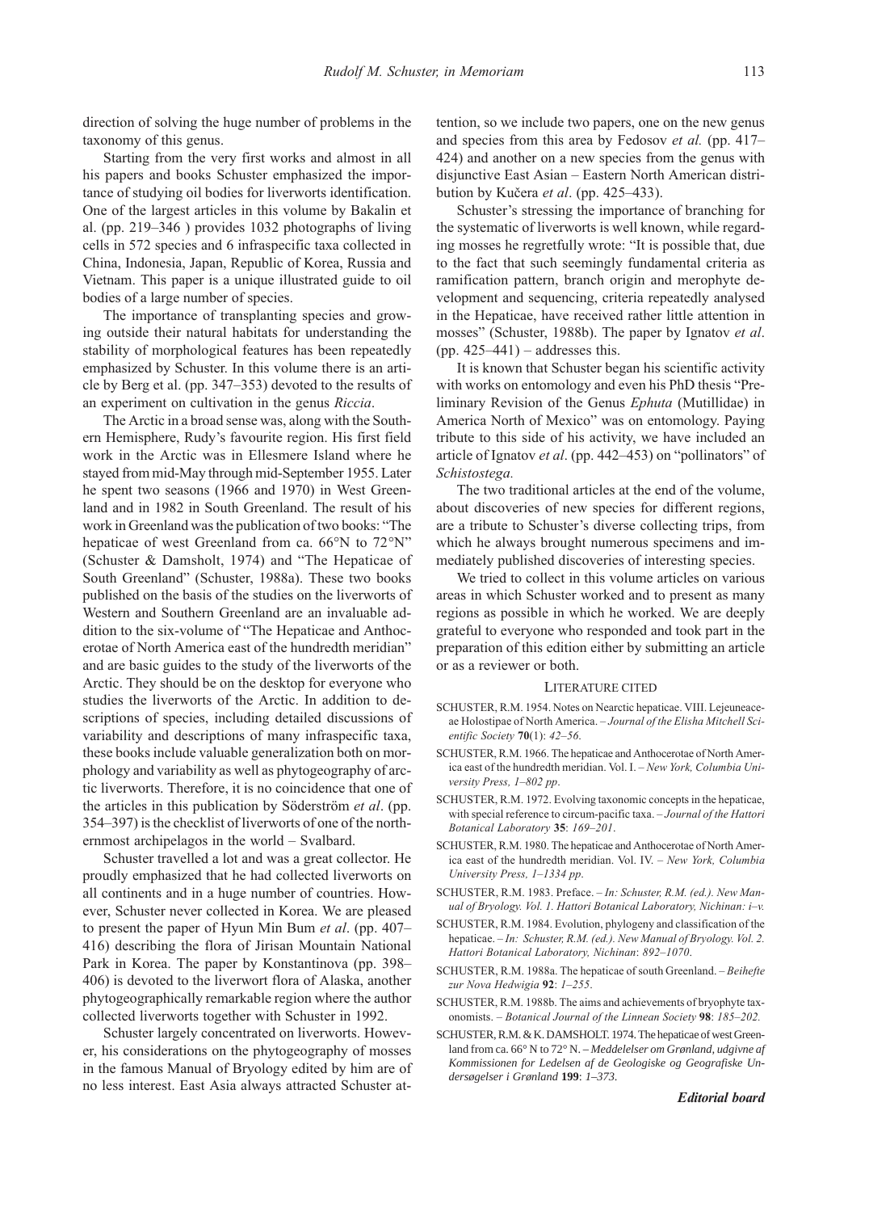direction of solving the huge number of problems in the taxonomy of this genus.

Starting from the very first works and almost in all his papers and books Schuster emphasized the importance of studying oil bodies for liverworts identification. One of the largest articles in this volume by Bakalin et al. (pp. 219–346 ) provides 1032 photographs of living cells in 572 species and 6 infraspecific taxa collected in China, Indonesia, Japan, Republic of Korea, Russia and Vietnam. This paper is a unique illustrated guide to oil bodies of a large number of species.

The importance of transplanting species and growing outside their natural habitats for understanding the stability of morphological features has been repeatedly emphasized by Schuster. In this volume there is an article by Berg et al. (pp. 347–353) devoted to the results of an experiment on cultivation in the genus *Riccia*.

The Arctic in a broad sense was, along with the Southern Hemisphere, Rudy's favourite region. His first field work in the Arctic was in Ellesmere Island where he stayed from mid-May through mid-September 1955. Later he spent two seasons (1966 and 1970) in West Greenland and in 1982 in South Greenland. The result of his work in Greenland was the publication of two books: "The hepaticae of west Greenland from ca. 66°N to 72°N" (Schuster & Damsholt, 1974) and "The Hepaticae of South Greenland" (Schuster, 1988a). These two books published on the basis of the studies on the liverworts of Western and Southern Greenland are an invaluable addition to the six-volume of "The Hepaticae and Anthocerotae of North America east of the hundredth meridian" and are basic guides to the study of the liverworts of the Arctic. They should be on the desktop for everyone who studies the liverworts of the Arctic. In addition to descriptions of species, including detailed discussions of variability and descriptions of many infraspecific taxa, these books include valuable generalization both on morphology and variability as well as phytogeography of arctic liverworts. Therefore, it is no coincidence that one of the articles in this publication by Söderström *et al*. (pp. 354–397) is the checklist of liverworts of one of the northernmost archipelagos in the world – Svalbard.

Schuster travelled a lot and was a great collector. He proudly emphasized that he had collected liverworts on all continents and in a huge number of countries. However, Schuster never collected in Korea. We are pleased to present the paper of Hyun Min Bum *et al*. (pp. 407–416) describing the flora of Jirisan Mountain National Park in Korea. The paper by Konstantinova (pp. 398–406) is devoted to the liverwort flora of Alaska, another phytogeographically remarkable region where the author collected liverworts together with Schuster in 1992.

Schuster largely concentrated on liverworts. However, his considerations on the phytogeography of mosses in the famous Manual of Bryology edited by him are of no less interest. East Asia always attracted Schuster attention, so we include two papers, one on the new genus and species from this area by Fedosov *et al.* (pp. 417–424) and another on a new species from the genus with disjunctive East Asian – Eastern North American distribution by Kučera *et al*. (pp. 425–433).

Schuster's stressing the importance of branching for the systematic of liverworts is well known, while regarding mosses he regretfully wrote: "It is possible that, due to the fact that such seemingly fundamental criteria as ramification pattern, branch origin and merophyte development and sequencing, criteria repeatedly analysed in the Hepaticae, have received rather little attention in mosses" (Schuster, 1988b). The paper by Ignatov *et al*. (pp. 425–441) – addresses this.

It is known that Schuster began his scientific activity with works on entomology and even his PhD thesis "Preliminary Revision of the Genus *Ephuta* (Mutillidae) in America North of Mexico" was on entomology. Paying tribute to this side of his activity, we have included an article of Ignatov *et al*. (pp. 442–453) on "pollinators" of *Schistostega.*

The two traditional articles at the end of the volume, about discoveries of new species for different regions, are a tribute to Schuster's diverse collecting trips, from which he always brought numerous specimens and immediately published discoveries of interesting species.

We tried to collect in this volume articles on various areas in which Schuster worked and to present as many regions as possible in which he worked. We are deeply grateful to everyone who responded and took part in the preparation of this edition either by submitting an article or as a reviewer or both.

## LITERATURE CITED

SCHUSTER, R.M. 1954. Notes on Nearctic hepaticae. VIII. Lejeuneaceae Holostipae of North America. – *Journal of the Elisha Mitchell Scientific Society* **70**(1): *42–56*.

SCHUSTER, R.M. 1966. The hepaticae and Anthocerotae of North America east of the hundredth meridian. Vol. I. – *New York, Columbia University Press, 1–802 pp*.

SCHUSTER, R.M. 1972. Evolving taxonomic concepts in the hepaticae, with special reference to circum-pacific taxa. – *Journal of the Hattori Botanical Laboratory* **35**: *169–201*.

SCHUSTER, R.M. 1980. The hepaticae and Anthocerotae of North America east of the hundredth meridian. Vol. IV. – *New York, Columbia University Press, 1–1334 pp*.

SCHUSTER, R.M. 1983. Preface. – *In: Schuster, R.M. (ed.). New Manual of Bryology. Vol. 1. Hattori Botanical Laboratory, Nichinan: i–v.*

SCHUSTER, R.M. 1984. Evolution, phylogeny and classification of the hepaticae. – *In: Schuster, R.M. (ed.). New Manual of Bryology. Vol. 2. Hattori Botanical Laboratory, Nichinan*: *892–1070*.

SCHUSTER, R.M. 1988a. The hepaticae of south Greenland. – *Beihefte zur Nova Hedwigia* **92**: *1–255*.

SCHUSTER, R.M. 1988b. The aims and achievements of bryophyte taxonomists. – *Botanical Journal of the Linnean Society* **98**: *185–202.*

SCHUSTER, R.M. & K. DAMSHOLT. 1974. The hepaticae of west Greenland from ca. 66° N to 72° N. – *Meddelelser om Grønland, udgivne af Kommissionen for Ledelsen af de Geologiske og Geografiske Undersøgelser i Grønland* **199**: *1–373.*

***Editorial board***